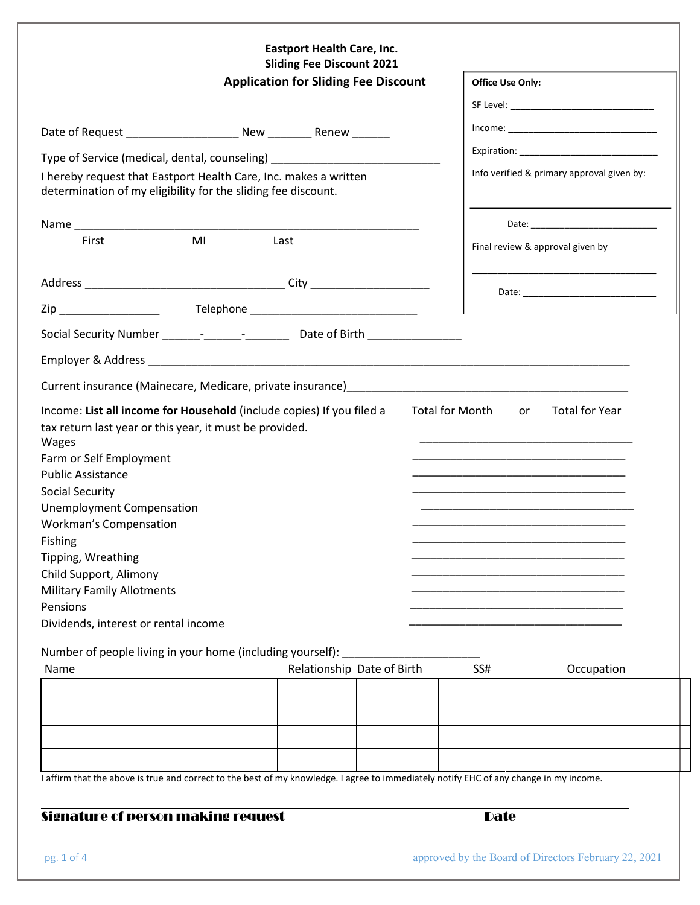**Eastport Health Care, Inc.**
**Sliding Fee Discount 2021**

## Application for Sliding Fee Discount

**Office Use Only:**

SF Level: ___________________________

Income: ____________________________

Expiration: __________________________

Info verified & primary approval given by:

_________________________________

Date: ________________________

Final review & approval given by

_________________________________

Date: ________________________

Date of Request _________________ New _______ Renew ______

Type of Service (medical, dental, counseling) ___________________________

I hereby request that Eastport Health Care, Inc. makes a written determination of my eligibility for the sliding fee discount.

Name ______________________________________________________
First MI Last

Address ________________________________ City ___________________

Zip ________________ Telephone ___________________________

Social Security Number ______-______-_______ Date of Birth _______________

Employer & Address ____________________________________________________________________________

Current insurance (Mainecare, Medicare, private insurance)_____________________________________________

Income: **List all income for Household** (include copies) If you filed a tax return last year or this year, it must be provided.

| | Total for Month or Total for Year |
|---|---|
| Wages | __________________________________ |
| Farm or Self Employment | __________________________________ |
| Public Assistance | __________________________________ |
| Social Security | __________________________________ |
| Unemployment Compensation | __________________________________ |
| Workman's Compensation | __________________________________ |
| Fishing | __________________________________ |
| Tipping, Wreathing | __________________________________ |
| Child Support, Alimony | __________________________________ |
| Military Family Allotments | __________________________________ |
| Pensions | __________________________________ |
| Dividends, interest or rental income | __________________________________ |

Number of people living in your home (including yourself): _____________________

| Name | Relationship | Date of Birth | SS# | Occupation |
|---|---|---|---|---|
| | | | | |
| | | | | |
| | | | | |
| | | | | |

I affirm that the above is true and correct to the best of my knowledge. I agree to immediately notify EHC of any change in my income.

_____________________________________________________________________________ _______________

**Signature of person making request** **Date**

approved by the Board of Directors February 22, 2021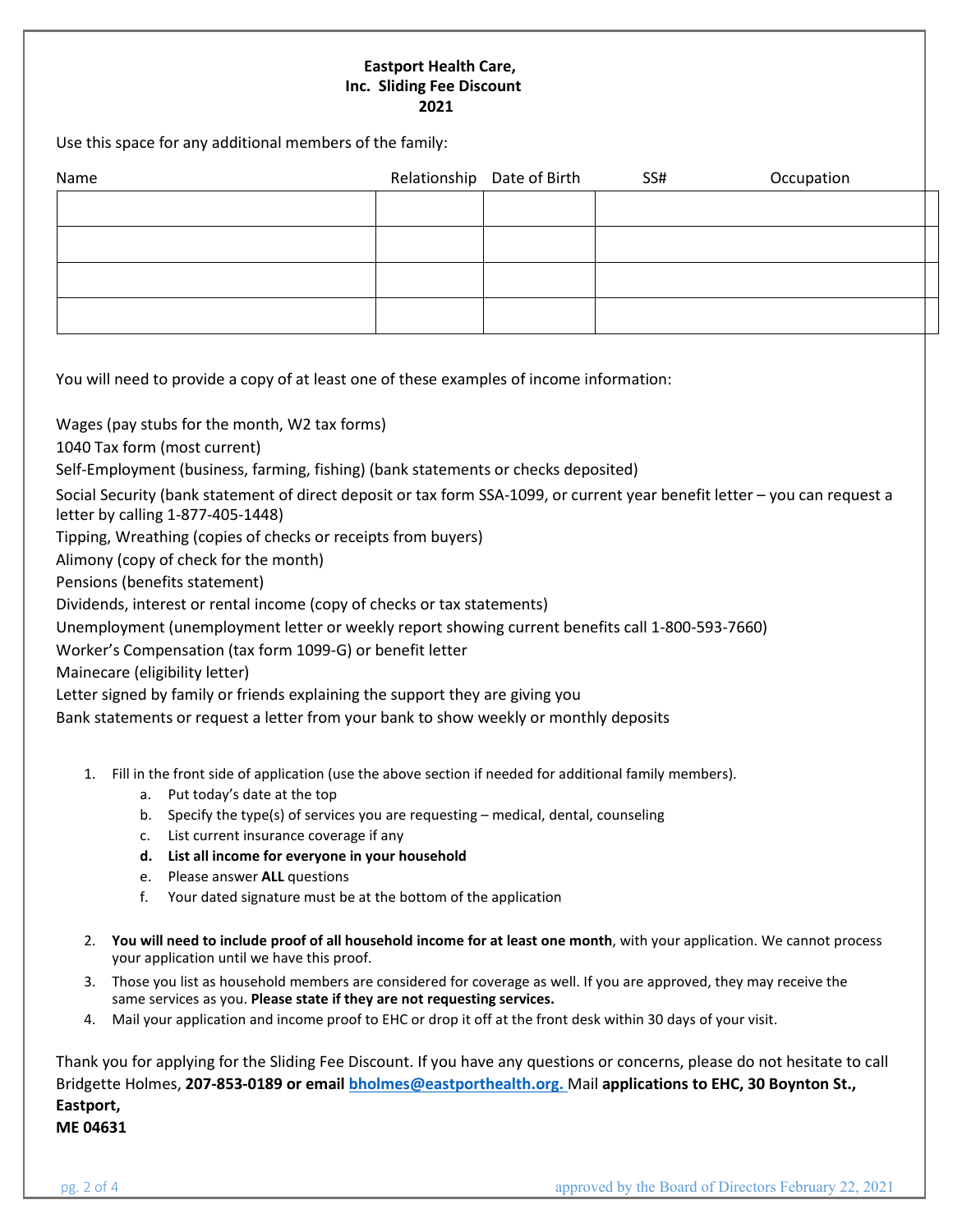**Eastport Health Care, Inc. Sliding Fee Discount 2021**

Use this space for any additional members of the family:

| Name | Relationship | Date of Birth | SS# | Occupation |
|---|---|---|---|---|
| | | | | |
| | | | | |
| | | | | |
| | | | | |

You will need to provide a copy of at least one of these examples of income information:

Wages (pay stubs for the month, W2 tax forms)

1040 Tax form (most current)

Self-Employment (business, farming, fishing) (bank statements or checks deposited)

Social Security (bank statement of direct deposit or tax form SSA-1099, or current year benefit letter – you can request a letter by calling 1-877-405-1448)

Tipping, Wreathing (copies of checks or receipts from buyers)

Alimony (copy of check for the month)

Pensions (benefits statement)

Dividends, interest or rental income (copy of checks or tax statements)

Unemployment (unemployment letter or weekly report showing current benefits call 1-800-593-7660)

Worker's Compensation (tax form 1099-G) or benefit letter

Mainecare (eligibility letter)

Letter signed by family or friends explaining the support they are giving you

Bank statements or request a letter from your bank to show weekly or monthly deposits

1. Fill in the front side of application (use the above section if needed for additional family members).
   a. Put today's date at the top
   b. Specify the type(s) of services you are requesting – medical, dental, counseling
   c. List current insurance coverage if any
   d. **List all income for everyone in your household**
   e. Please answer **ALL** questions
   f. Your dated signature must be at the bottom of the application
2. **You will need to include proof of all household income for at least one month**, with your application. We cannot process your application until we have this proof.
3. Those you list as household members are considered for coverage as well. If you are approved, they may receive the same services as you. **Please state if they are not requesting services.**
4. Mail your application and income proof to EHC or drop it off at the front desk within 30 days of your visit.

Thank you for applying for the Sliding Fee Discount. If you have any questions or concerns, please do not hesitate to call Bridgette Holmes, **207-853-0189 or email bholmes@eastporthealth.org.** Mail **applications to EHC, 30 Boynton St., Eastport, ME 04631**

approved by the Board of Directors February 22, 2021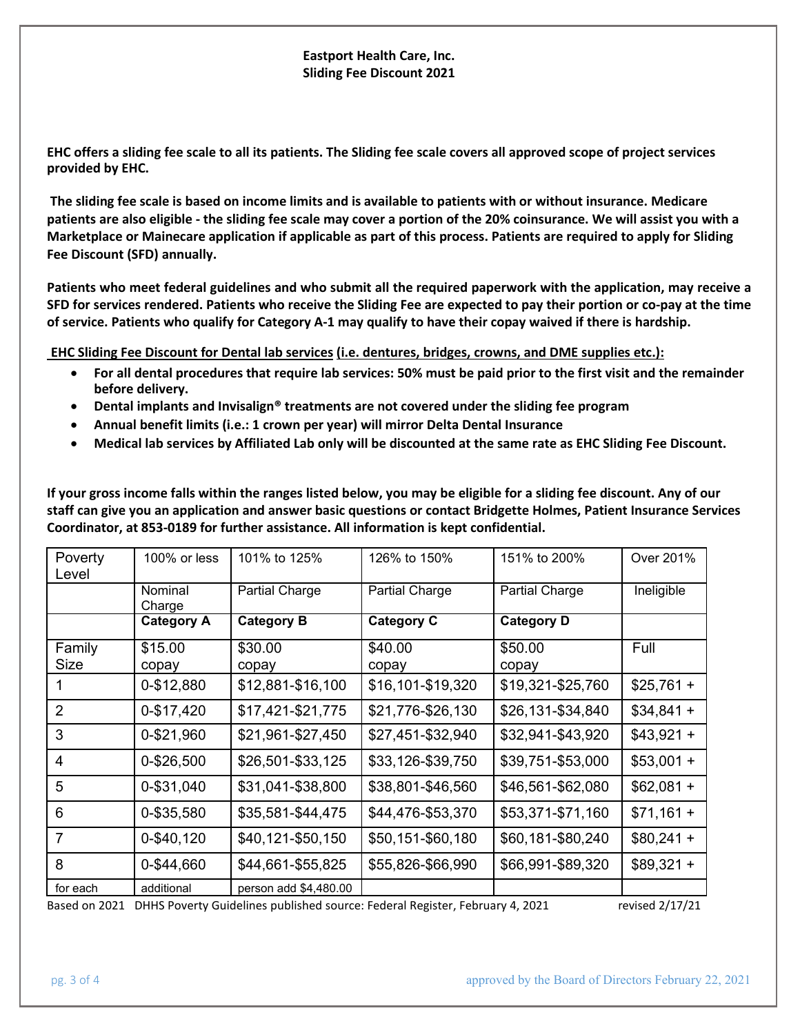# Eastport Health Care, Inc.
## Sliding Fee Discount 2021

**EHC offers a sliding fee scale to all its patients. The Sliding fee scale covers all approved scope of project services provided by EHC.**

**The sliding fee scale is based on income limits and is available to patients with or without insurance. Medicare patients are also eligible - the sliding fee scale may cover a portion of the 20% coinsurance. We will assist you with a Marketplace or Mainecare application if applicable as part of this process. Patients are required to apply for Sliding Fee Discount (SFD) annually.**

**Patients who meet federal guidelines and who submit all the required paperwork with the application, may receive a SFD for services rendered. Patients who receive the Sliding Fee are expected to pay their portion or co-pay at the time of service. Patients who qualify for Category A-1 may qualify to have their copay waived if there is hardship.**

**EHC Sliding Fee Discount for Dental lab services (i.e. dentures, bridges, crowns, and DME supplies etc.):**

- **For all dental procedures that require lab services: 50% must be paid prior to the first visit and the remainder before delivery.**
- **Dental implants and Invisalign® treatments are not covered under the sliding fee program**
- **Annual benefit limits (i.e.: 1 crown per year) will mirror Delta Dental Insurance**
- **Medical lab services by Affiliated Lab only will be discounted at the same rate as EHC Sliding Fee Discount.**

**If your gross income falls within the ranges listed below, you may be eligible for a sliding fee discount. Any of our staff can give you an application and answer basic questions or contact Bridgette Holmes, Patient Insurance Services Coordinator, at 853-0189 for further assistance. All information is kept confidential.**

| Poverty Level | 100% or less | 101% to 125% | 126% to 150% | 151% to 200% | Over 201% |
|---|---|---|---|---|---|
| | Nominal Charge | Partial Charge | Partial Charge | Partial Charge | Ineligible |
| | **Category A** | **Category B** | **Category C** | **Category D** | |
| Family Size | $15.00 copay | $30.00 copay | $40.00 copay | $50.00 copay | Full |
| 1 | 0-$12,880 | $12,881-$16,100 | $16,101-$19,320 | $19,321-$25,760 | $25,761 + |
| 2 | 0-$17,420 | $17,421-$21,775 | $21,776-$26,130 | $26,131-$34,840 | $34,841 + |
| 3 | 0-$21,960 | $21,961-$27,450 | $27,451-$32,940 | $32,941-$43,920 | $43,921 + |
| 4 | 0-$26,500 | $26,501-$33,125 | $33,126-$39,750 | $39,751-$53,000 | $53,001 + |
| 5 | 0-$31,040 | $31,041-$38,800 | $38,801-$46,560 | $46,561-$62,080 | $62,081 + |
| 6 | 0-$35,580 | $35,581-$44,475 | $44,476-$53,370 | $53,371-$71,160 | $71,161 + |
| 7 | 0-$40,120 | $40,121-$50,150 | $50,151-$60,180 | $60,181-$80,240 | $80,241 + |
| 8 | 0-$44,660 | $44,661-$55,825 | $55,826-$66,990 | $66,991-$89,320 | $89,321 + |
| for each | additional | person add $4,480.00 | | | |

Based on 2021 DHHS Poverty Guidelines published source: Federal Register, February 4, 2021 revised 2/17/21

approved by the Board of Directors February 22, 2021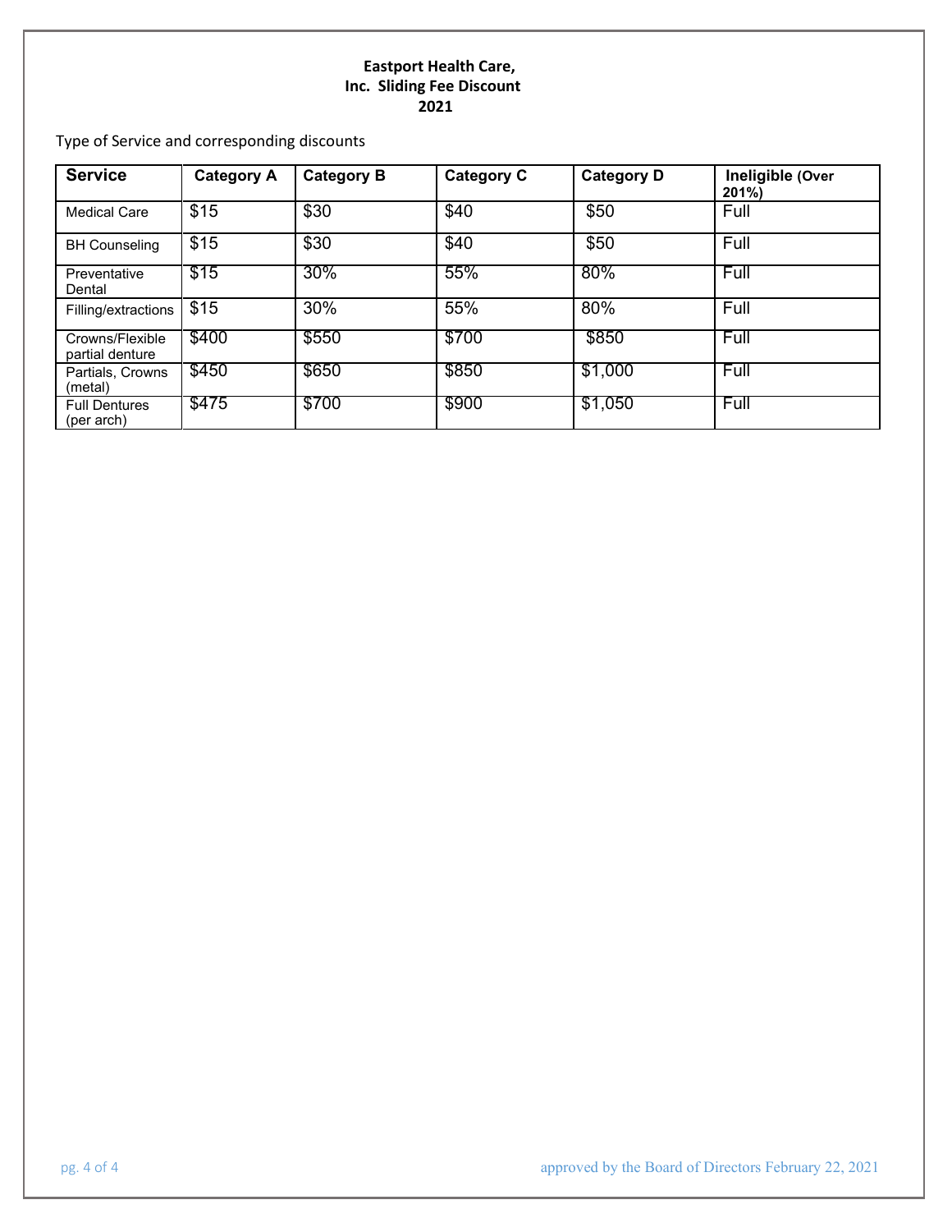**Eastport Health Care, Inc. Sliding Fee Discount 2021**

Type of Service and corresponding discounts

| Service | Category A | Category B | Category C | Category D | Ineligible (Over 201%) |
|---|---|---|---|---|---|
| Medical Care | $15 | $30 | $40 | $50 | Full |
| BH Counseling | $15 | $30 | $40 | $50 | Full |
| Preventative Dental | $15 | 30% | 55% | 80% | Full |
| Filling/extractions | $15 | 30% | 55% | 80% | Full |
| Crowns/Flexible partial denture | $400 | $550 | $700 | $850 | Full |
| Partials, Crowns (metal) | $450 | $650 | $850 | $1,000 | Full |
| Full Dentures (per arch) | $475 | $700 | $900 | $1,050 | Full |

approved by the Board of Directors February 22, 2021